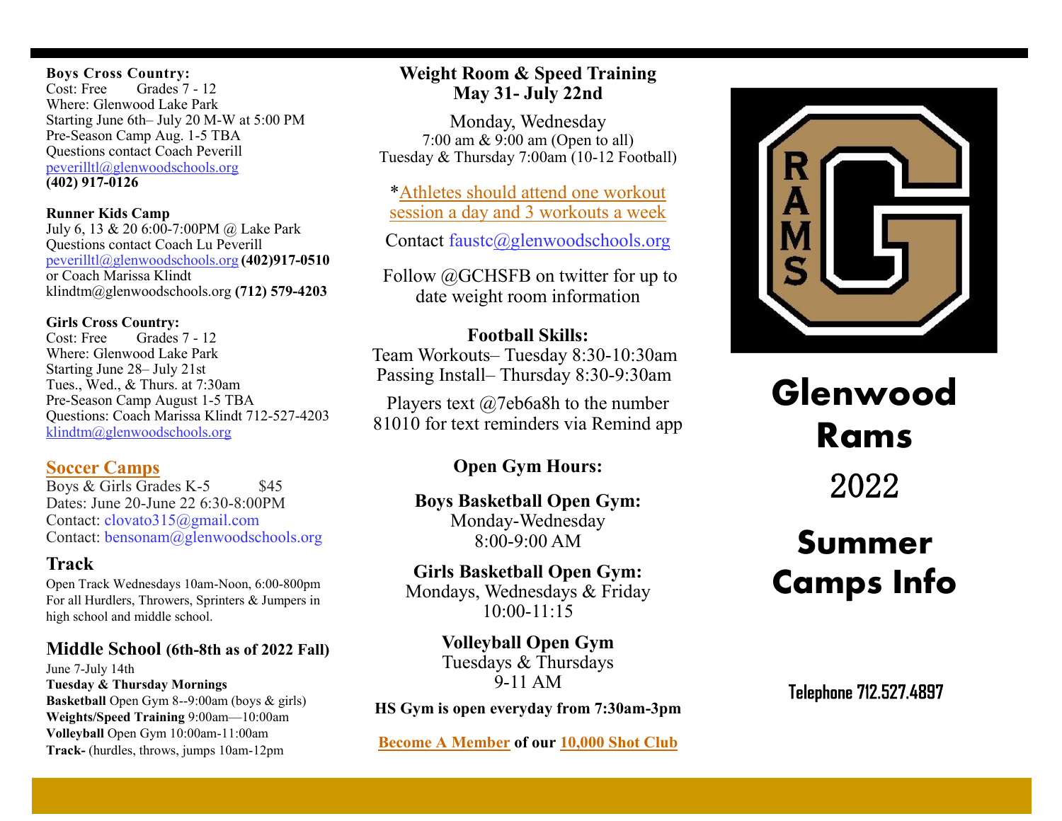**Boys Cross Country:**
Cost: Free Grades 7 - 12
Where: Glenwood Lake Park
Starting June 6th– July 20 M-W at 5:00 PM
Pre-Season Camp Aug. 1-5 TBA
Questions contact Coach Peverill
peverilltl@glenwoodschools.org
**(402) 917-0126**

**Runner Kids Camp**
July 6, 13 & 20 6:00-7:00PM @ Lake Park
Questions contact Coach Lu Peverill
peverilltl@glenwoodschools.org **(402)917-0510**
or Coach Marissa Klindt
klindtm@glenwoodschools.org **(712) 579-4203**

**Girls Cross Country:**
Cost: Free Grades 7 - 12
Where: Glenwood Lake Park
Starting June 28– July 21st
Tues., Wed., & Thurs. at 7:30am
Pre-Season Camp August 1-5 TBA
Questions: Coach Marissa Klindt 712-527-4203
klindtm@glenwoodschools.org

## Soccer Camps

Boys & Girls Grades K-5 $45
Dates: June 20-June 22 6:30-8:00PM
Contact: clovato315@gmail.com
Contact: bensonam@glenwoodschools.org

## Track

Open Track Wednesdays 10am-Noon, 6:00-800pm
For all Hurdlers, Throwers, Sprinters & Jumpers in high school and middle school.

## Middle School (6th-8th as of 2022 Fall)

June 7-July 14th
**Tuesday & Thursday Mornings**
**Basketball** Open Gym 8--9:00am (boys & girls)
**Weights/Speed Training** 9:00am—10:00am
**Volleyball** Open Gym 10:00am-11:00am
**Track-** (hurdles, throws, jumps 10am-12pm

**Weight Room & Speed Training**
**May 31- July 22nd**

Monday, Wednesday
7:00 am & 9:00 am (Open to all)
Tuesday & Thursday 7:00am (10-12 Football)

*Athletes should attend one workout session a day and 3 workouts a week

Contact faustc@glenwoodschools.org

Follow @GCHSFB on twitter for up to date weight room information

**Football Skills:**
Team Workouts– Tuesday 8:30-10:30am
Passing Install– Thursday 8:30-9:30am

Players text @7eb6a8h to the number 81010 for text reminders via Remind app

**Open Gym Hours:**

**Boys Basketball Open Gym:**
Monday-Wednesday
8:00-9:00 AM

**Girls Basketball Open Gym:**
Mondays, Wednesdays & Friday
10:00-11:15

**Volleyball Open Gym**
Tuesdays & Thursdays
9-11 AM

**HS Gym is open everyday from 7:30am-3pm**

**Become A Member of our 10,000 Shot Club**

# Glenwood Rams

2022

# Summer Camps Info

**Telephone 712.527.4897**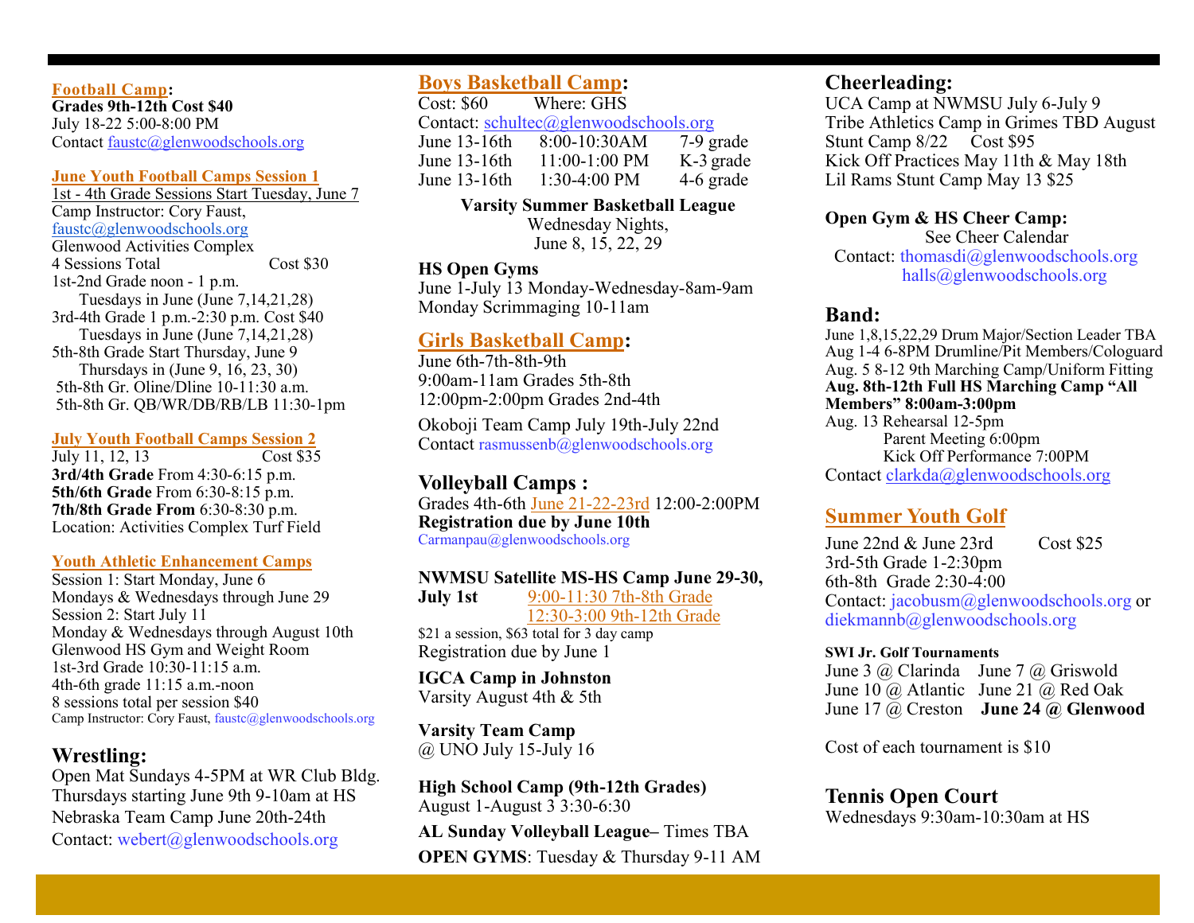## Football Camp:

**Grades 9th-12th Cost $40**
July 18-22 5:00-8:00 PM
Contact faustc@glenwoodschools.org

### June Youth Football Camps Session 1

1st - 4th Grade Sessions Start Tuesday, June 7
Camp Instructor: Cory Faust,
faustc@glenwoodschools.org
Glenwood Activities Complex
4 Sessions Total Cost $30
1st-2nd Grade noon - 1 p.m.
Tuesdays in June (June 7,14,21,28)
3rd-4th Grade 1 p.m.-2:30 p.m. Cost $40
Tuesdays in June (June 7,14,21,28)
5th-8th Grade Start Thursday, June 9
Thursdays in (June 9, 16, 23, 30)
5th-8th Gr. Oline/Dline 10-11:30 a.m.
5th-8th Gr. QB/WR/DB/RB/LB 11:30-1pm

### July Youth Football Camps Session 2

July 11, 12, 13 Cost $35
**3rd/4th Grade** From 4:30-6:15 p.m.
**5th/6th Grade** From 6:30-8:15 p.m.
**7th/8th Grade From** 6:30-8:30 p.m.
Location: Activities Complex Turf Field

### Youth Athletic Enhancement Camps

Session 1: Start Monday, June 6
Mondays & Wednesdays through June 29
Session 2: Start July 11
Monday & Wednesdays through August 10th
Glenwood HS Gym and Weight Room
1st-3rd Grade 10:30-11:15 a.m.
4th-6th grade 11:15 a.m.-noon
8 sessions total per session $40
Camp Instructor: Cory Faust, faustc@glenwoodschools.org

## Wrestling:

Open Mat Sundays 4-5PM at WR Club Bldg.
Thursdays starting June 9th 9-10am at HS
Nebraska Team Camp June 20th-24th
Contact: webert@glenwoodschools.org

## Boys Basketball Camp:

Cost: $60 Where: GHS
Contact: schultec@glenwoodschools.org

| | | |
|---|---|---|
| June 13-16th | 8:00-10:30AM | 7-9 grade |
| June 13-16th | 11:00-1:00 PM | K-3 grade |
| June 13-16th | 1:30-4:00 PM | 4-6 grade |

**Varsity Summer Basketball League**
Wednesday Nights,
June 8, 15, 22, 29

**HS Open Gyms**
June 1-July 13 Monday-Wednesday-8am-9am
Monday Scrimmaging 10-11am

## Girls Basketball Camp:

June 6th-7th-8th-9th
9:00am-11am Grades 5th-8th
12:00pm-2:00pm Grades 2nd-4th

Okoboji Team Camp July 19th-July 22nd
Contact rasmussenb@glenwoodschools.org

## Volleyball Camps :

Grades 4th-6th June 21-22-23rd 12:00-2:00PM
**Registration due by June 10th**
Carmanpau@glenwoodschools.org

**NWMSU Satellite MS-HS Camp June 29-30, July 1st**
9:00-11:30 7th-8th Grade
12:30-3:00 9th-12th Grade
$21 a session, $63 total for 3 day camp
Registration due by June 1

**IGCA Camp in Johnston**
Varsity August 4th & 5th

**Varsity Team Camp**
@ UNO July 15-July 16

**High School Camp (9th-12th Grades)**
August 1-August 3 3:30-6:30

**AL Sunday Volleyball League**– Times TBA

**OPEN GYMS**: Tuesday & Thursday 9-11 AM

## Cheerleading:

UCA Camp at NWMSU July 6-July 9
Tribe Athletics Camp in Grimes TBD August
Stunt Camp 8/22 Cost $95
Kick Off Practices May 11th & May 18th
Lil Rams Stunt Camp May 13 $25

**Open Gym & HS Cheer Camp:**
See Cheer Calendar
Contact: thomasdi@glenwoodschools.org
halls@glenwoodschools.org

## Band:

June 1,8,15,22,29 Drum Major/Section Leader TBA
Aug 1-4 6-8PM Drumline/Pit Members/Cologuard
Aug. 5 8-12 9th Marching Camp/Uniform Fitting
**Aug. 8th-12th Full HS Marching Camp "All Members" 8:00am-3:00pm**
Aug. 13 Rehearsal 12-5pm
Parent Meeting 6:00pm
Kick Off Performance 7:00PM
Contact clarkda@glenwoodschools.org

## Summer Youth Golf

June 22nd & June 23rd Cost $25
3rd-5th Grade 1-2:30pm
6th-8th Grade 2:30-4:00
Contact: jacobusm@glenwoodschools.org or diekmannb@glenwoodschools.org

**SWI Jr. Golf Tournaments**

| | |
|---|---|
| June 3 @ Clarinda | June 7 @ Griswold |
| June 10 @ Atlantic | June 21 @ Red Oak |
| June 17 @ Creston | **June 24 @ Glenwood** |

Cost of each tournament is $10

## Tennis Open Court

Wednesdays 9:30am-10:30am at HS